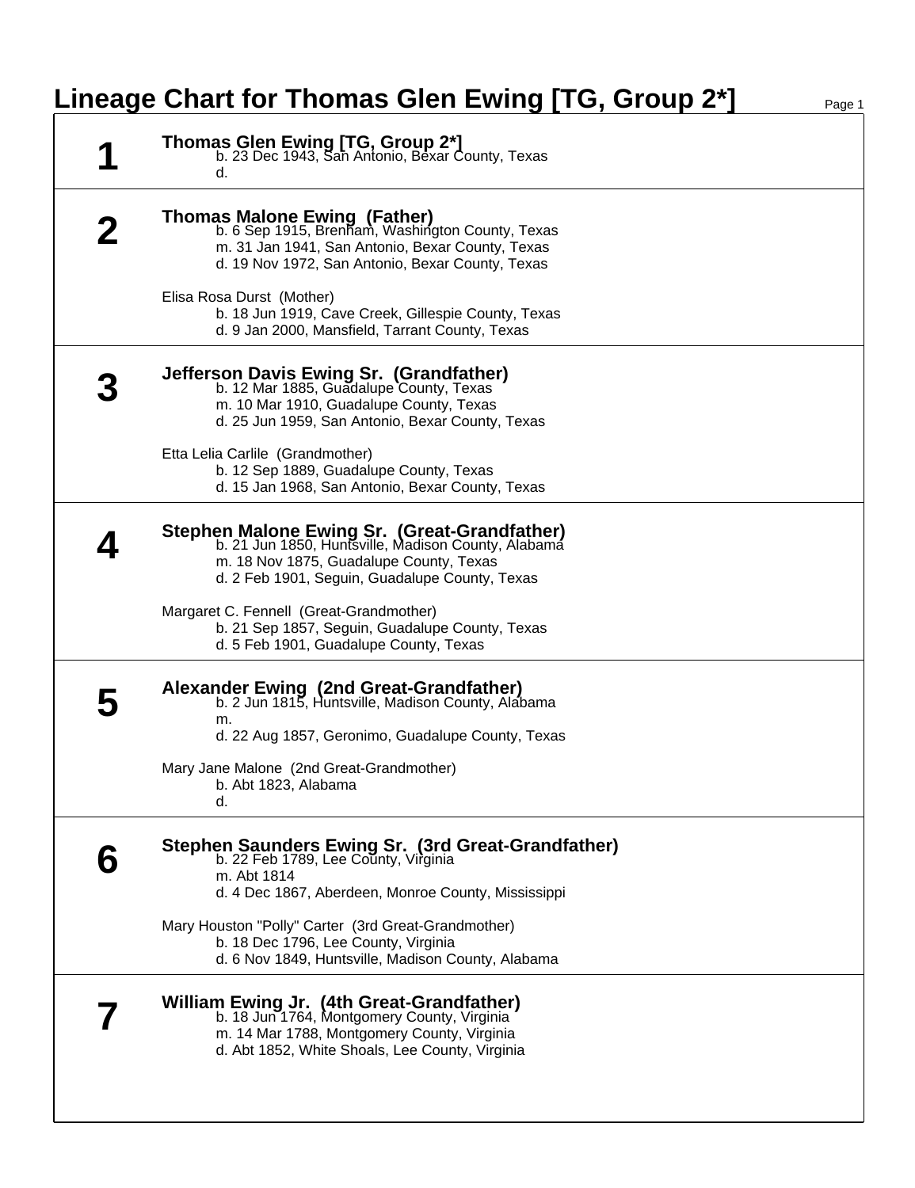# Lineage Chart for Thomas Glen Ewing [TG, Group 2*]

## 1

**Thomas Glen Ewing [TG, Group 2*]**
b. 23 Dec 1943, San Antonio, Bexar County, Texas
d.

## 2

**Thomas Malone Ewing (Father)**
b. 6 Sep 1915, Brenham, Washington County, Texas
m. 31 Jan 1941, San Antonio, Bexar County, Texas
d. 19 Nov 1972, San Antonio, Bexar County, Texas

Elisa Rosa Durst (Mother)
b. 18 Jun 1919, Cave Creek, Gillespie County, Texas
d. 9 Jan 2000, Mansfield, Tarrant County, Texas

## 3

**Jefferson Davis Ewing Sr. (Grandfather)**
b. 12 Mar 1885, Guadalupe County, Texas
m. 10 Mar 1910, Guadalupe County, Texas
d. 25 Jun 1959, San Antonio, Bexar County, Texas

Etta Lelia Carlile (Grandmother)
b. 12 Sep 1889, Guadalupe County, Texas
d. 15 Jan 1968, San Antonio, Bexar County, Texas

## 4

**Stephen Malone Ewing Sr. (Great-Grandfather)**
b. 21 Jun 1850, Huntsville, Madison County, Alabama
m. 18 Nov 1875, Guadalupe County, Texas
d. 2 Feb 1901, Seguin, Guadalupe County, Texas

Margaret C. Fennell (Great-Grandmother)
b. 21 Sep 1857, Seguin, Guadalupe County, Texas
d. 5 Feb 1901, Guadalupe County, Texas

## 5

**Alexander Ewing (2nd Great-Grandfather)**
b. 2 Jun 1815, Huntsville, Madison County, Alabama
m.
d. 22 Aug 1857, Geronimo, Guadalupe County, Texas

Mary Jane Malone (2nd Great-Grandmother)
b. Abt 1823, Alabama
d.

## 6

**Stephen Saunders Ewing Sr. (3rd Great-Grandfather)**
b. 22 Feb 1789, Lee County, Virginia
m. Abt 1814
d. 4 Dec 1867, Aberdeen, Monroe County, Mississippi

Mary Houston "Polly" Carter (3rd Great-Grandmother)
b. 18 Dec 1796, Lee County, Virginia
d. 6 Nov 1849, Huntsville, Madison County, Alabama

## 7

**William Ewing Jr. (4th Great-Grandfather)**
b. 18 Jun 1764, Montgomery County, Virginia
m. 14 Mar 1788, Montgomery County, Virginia
d. Abt 1852, White Shoals, Lee County, Virginia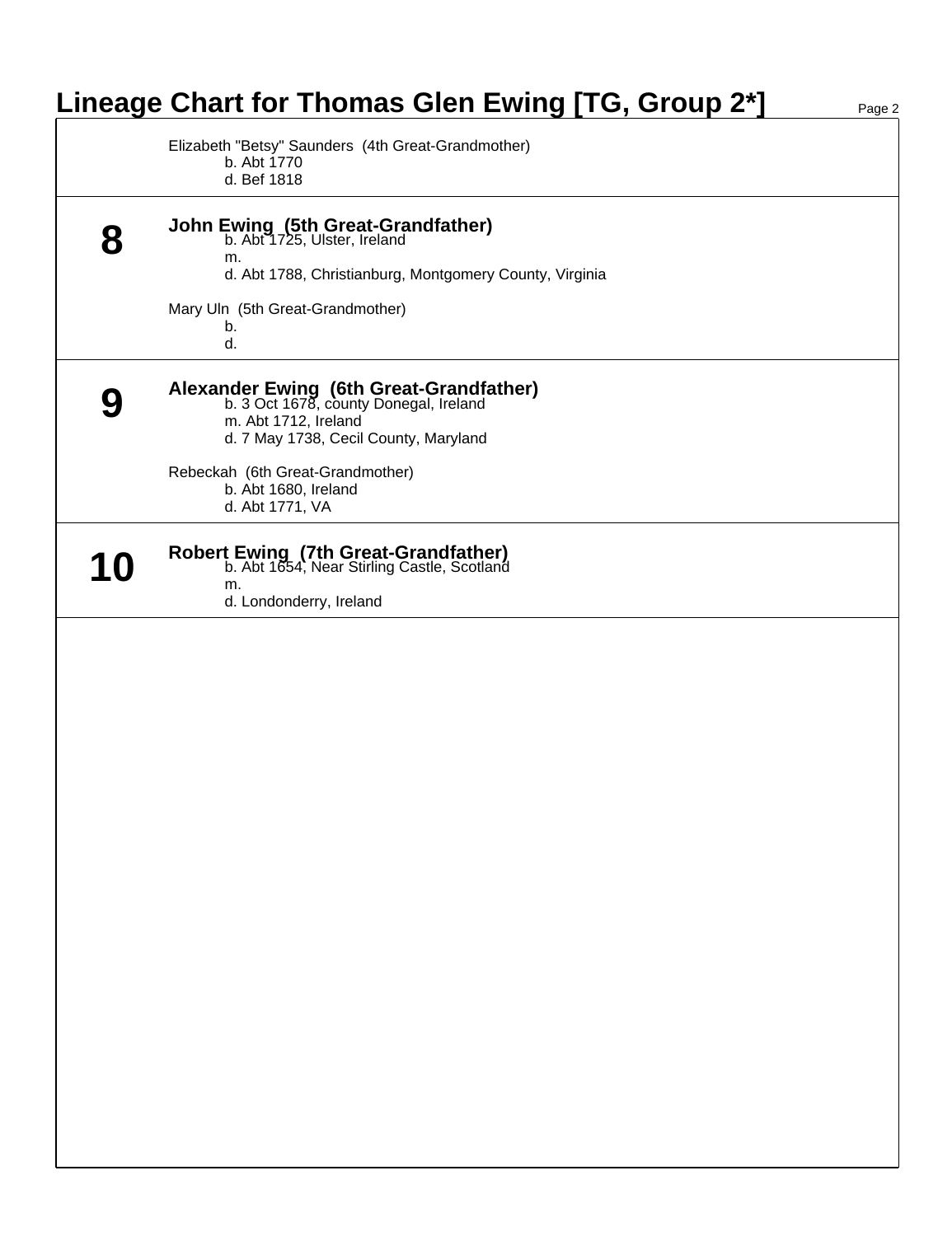# Lineage Chart for Thomas Glen Ewing [TG, Group 2*]

Elizabeth "Betsy" Saunders (4th Great-Grandmother)
b. Abt 1770
d. Bef 1818

---

**8**

**John Ewing (5th Great-Grandfather)**
b. Abt 1725, Ulster, Ireland
m.
d. Abt 1788, Christianburg, Montgomery County, Virginia

Mary Uln (5th Great-Grandmother)
b.
d.

---

**9**

**Alexander Ewing (6th Great-Grandfather)**
b. 3 Oct 1678, county Donegal, Ireland
m. Abt 1712, Ireland
d. 7 May 1738, Cecil County, Maryland

Rebeckah (6th Great-Grandmother)
b. Abt 1680, Ireland
d. Abt 1771, VA

---

**10**

**Robert Ewing (7th Great-Grandfather)**
b. Abt 1654, Near Stirling Castle, Scotland
m.
d. Londonderry, Ireland